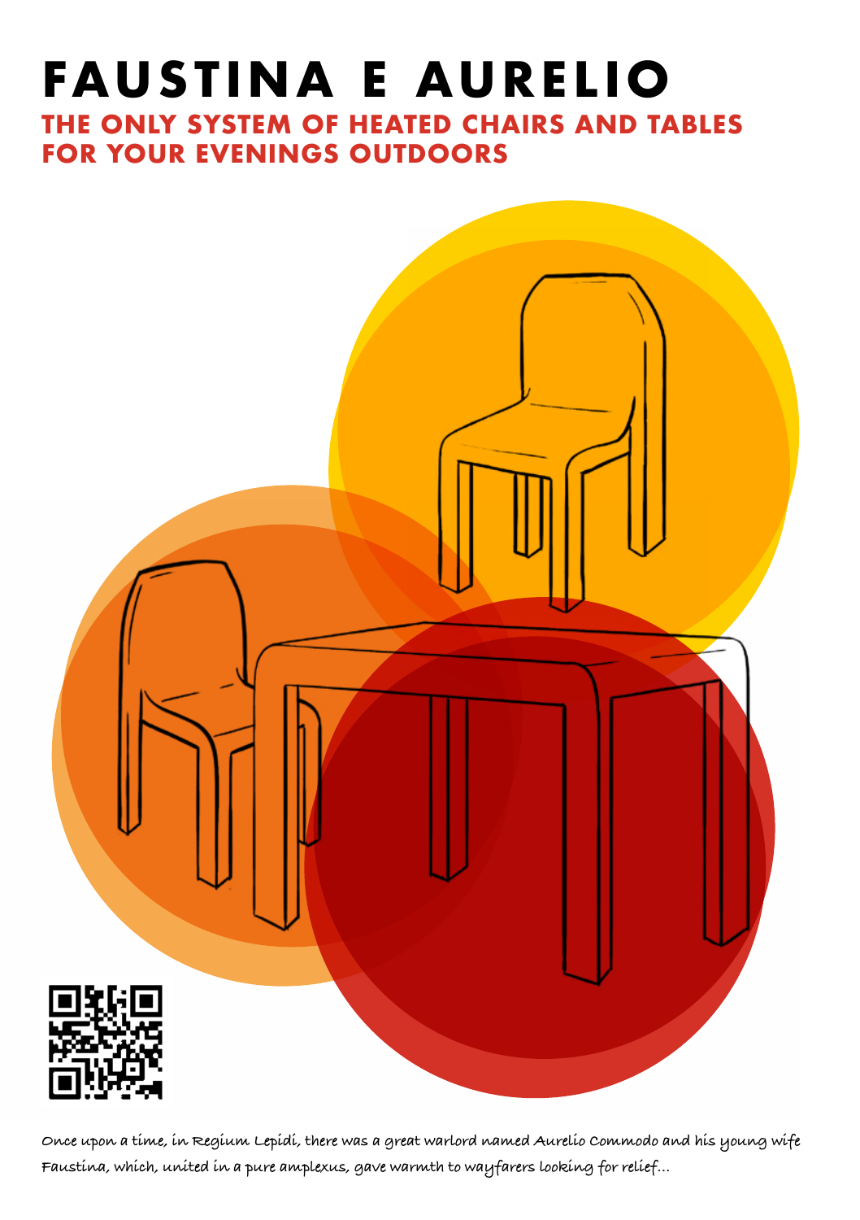# FAUSTINA E AURELIO

## THE ONLY SYSTEM OF HEATED CHAIRS AND TABLES FOR YOUR EVENINGS OUTDOORS

Once upon a time, in Regium Lepidi, there was a great warlord named Aurelio Commodo and his young wife Faustina, which, united in a pure amplexus, gave warmth to wayfarers looking for relief...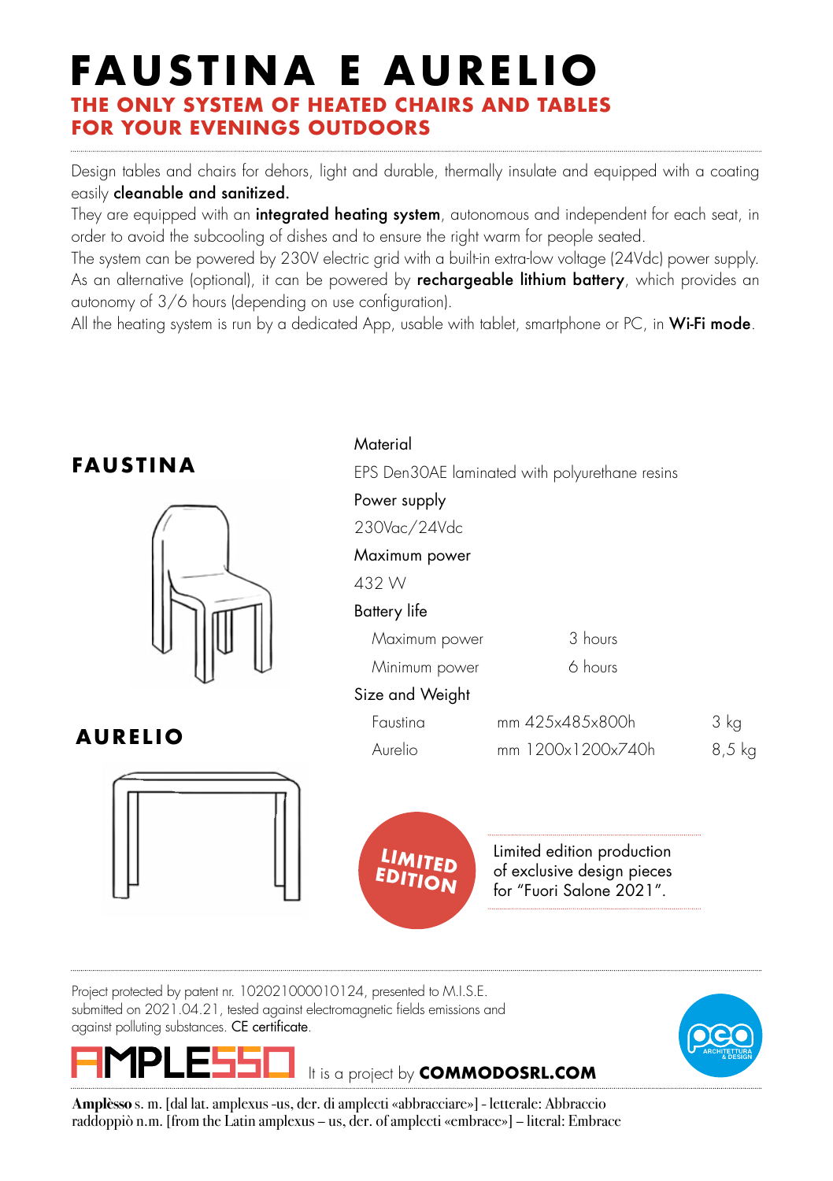# FAUSTINA E AURELIO

## THE ONLY SYSTEM OF HEATED CHAIRS AND TABLES FOR YOUR EVENINGS OUTDOORS

Design tables and chairs for dehors, light and durable, thermally insulate and equipped with a coating easily **cleanable and sanitized.**

They are equipped with an **integrated heating system**, autonomous and independent for each seat, in order to avoid the subcooling of dishes and to ensure the right warm for people seated.

The system can be powered by 230V electric grid with a built-in extra-low voltage (24Vdc) power supply. As an alternative (optional), it can be powered by **rechargeable lithium battery**, which provides an autonomy of 3/6 hours (depending on use configuration).

All the heating system is run by a dedicated App, usable with tablet, smartphone or PC, in **Wi-Fi mode**.

### FAUSTINA

### AURELIO

Material

EPS Den30AE laminated with polyurethane resins

Power supply

230Vac/24Vdc

Maximum power

432 W

Battery life

| | |
|---|---|
| Maximum power | 3 hours |
| Minimum power | 6 hours |

Size and Weight

| | | |
|---|---|---|
| Faustina | mm 425x485x800h | 3 kg |
| Aurelio | mm 1200x1200x740h | 8,5 kg |

**LIMITED EDITION**

Limited edition production of exclusive design pieces for "Fuori Salone 2021".

Project protected by patent nr. 102021000010124, presented to M.I.S.E. submitted on 2021.04.21, tested against electromagnetic fields emissions and against polluting substances. CE certificate.

AMPLESSO It is a project by **COMMODOSRL.COM**

peo ARCHITETTURA & DESIGN

**Amplèsso** s. m. [dal lat. amplexus -us, der. di amplecti «abbracciare»] - letterale: Abbraccio raddoppiò n.m. [from the Latin amplexus – us, der. of amplecti «embrace»] – literal: Embrace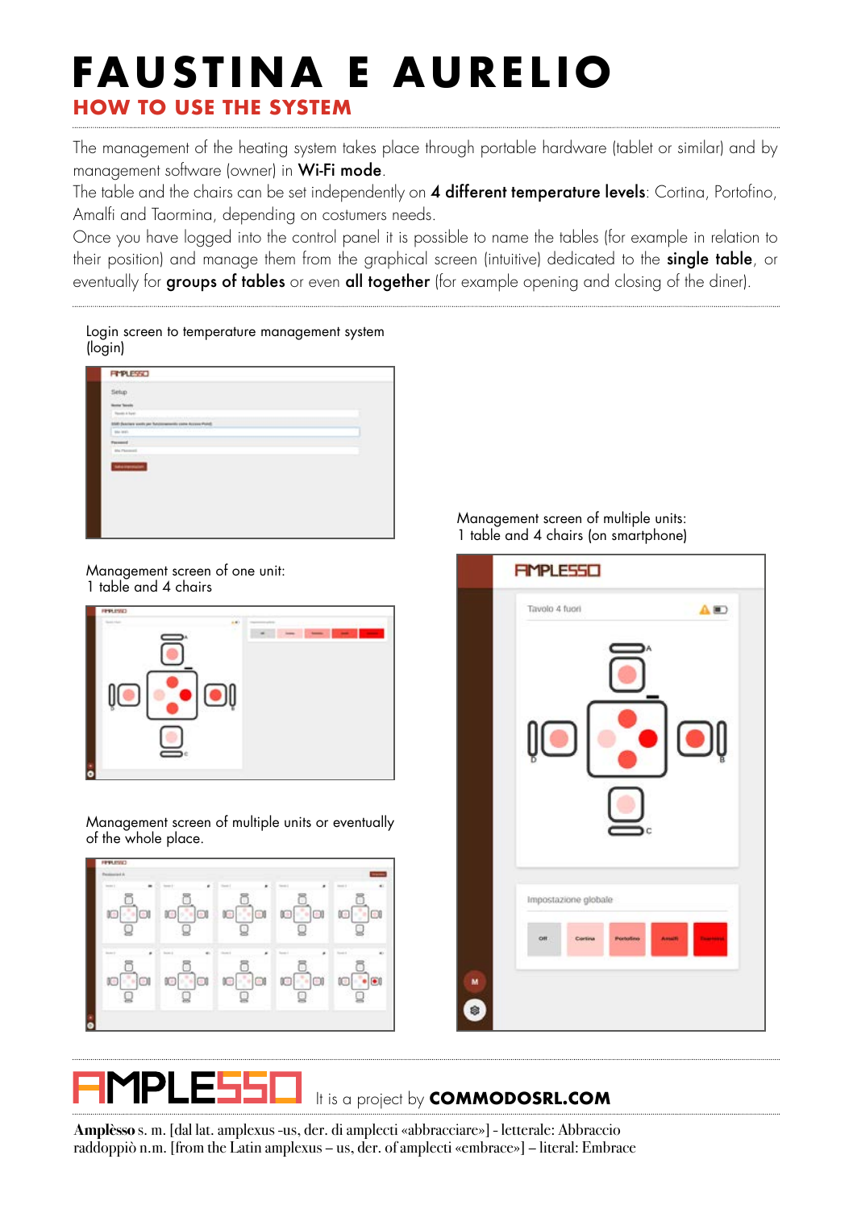# FAUSTINA E AURELIO

## HOW TO USE THE SYSTEM

The management of the heating system takes place through portable hardware (tablet or similar) and by management software (owner) in **Wi-Fi mode**.

The table and the chairs can be set independently on **4 different temperature levels**: Cortina, Portofino, Amalfi and Taormina, depending on costumers needs.

Once you have logged into the control panel it is possible to name the tables (for example in relation to their position) and manage them from the graphical screen (intuitive) dedicated to the **single table**, or eventually for **groups of tables** or even **all together** (for example opening and closing of the diner).

Login screen to temperature management system (login)

Management screen of one unit:
1 table and 4 chairs

Management screen of multiple units or eventually of the whole place.

Management screen of multiple units:
1 table and 4 chairs (on smartphone)

AMPLESSO

Tavolo 4 fuori

A

B

C

D

Impostazione globale

Off Cortina Portofino Amalfi Taormina

AMPLESSO It is a project by **COMMODOSRL.COM**

**Amplèsso** s. m. [dal lat. amplexus -us, der. di amplecti «abbracciare»] - letterale: Abbraccio
raddoppiò n.m. [from the Latin amplexus – us, der. of amplecti «embrace»] – literal: Embrace